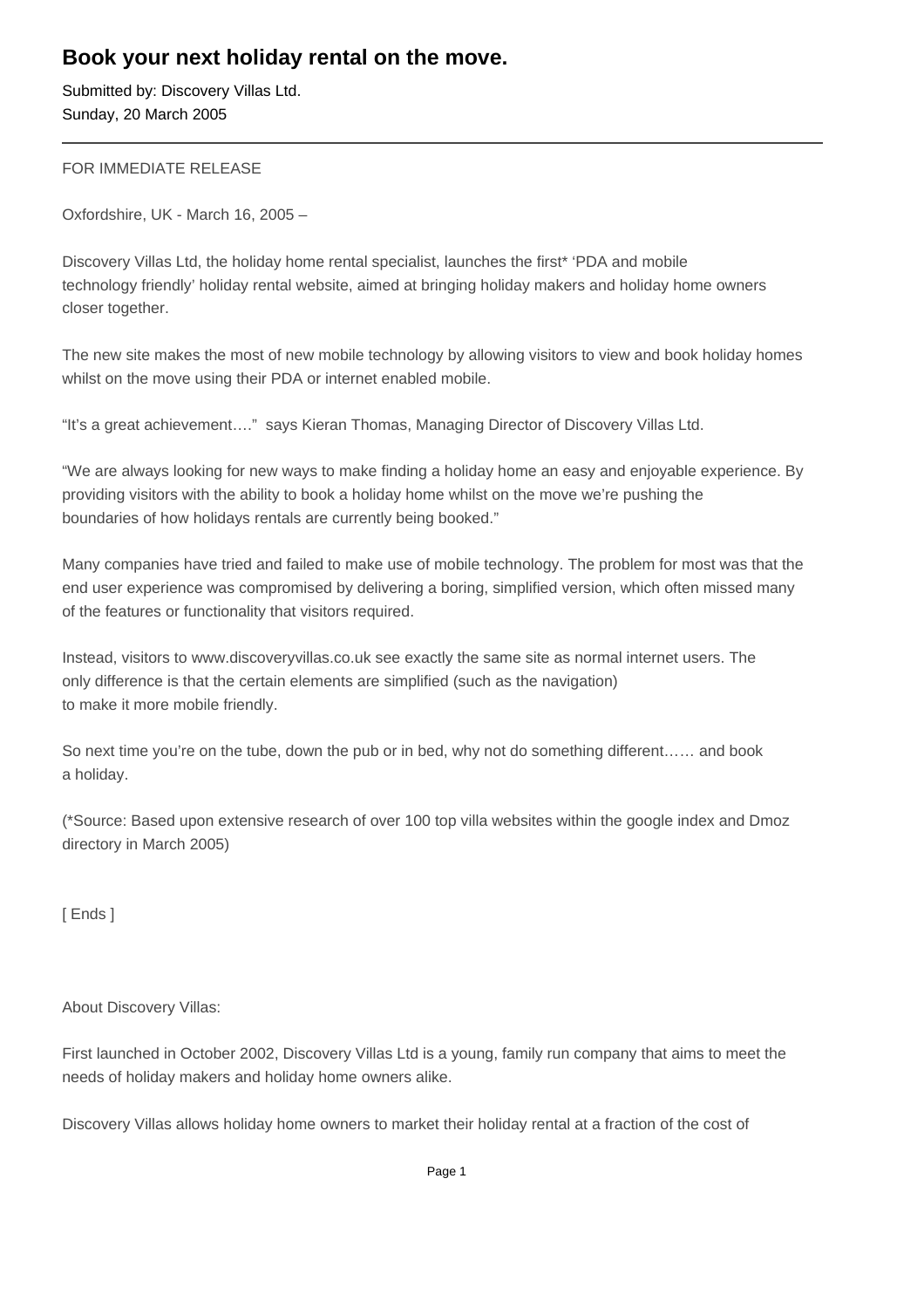# Book your next holiday rental on the move.

Submitted by: Discovery Villas Ltd.
Sunday, 20 March 2005

---

FOR IMMEDIATE RELEASE

Oxfordshire, UK - March 16, 2005 –

Discovery Villas Ltd, the holiday home rental specialist, launches the first* 'PDA and mobile technology friendly' holiday rental website, aimed at bringing holiday makers and holiday home owners closer together.

The new site makes the most of new mobile technology by allowing visitors to view and book holiday homes whilst on the move using their PDA or internet enabled mobile.

"It's a great achievement…." says Kieran Thomas, Managing Director of Discovery Villas Ltd.

"We are always looking for new ways to make finding a holiday home an easy and enjoyable experience. By providing visitors with the ability to book a holiday home whilst on the move we're pushing the boundaries of how holidays rentals are currently being booked."

Many companies have tried and failed to make use of mobile technology. The problem for most was that the end user experience was compromised by delivering a boring, simplified version, which often missed many of the features or functionality that visitors required.

Instead, visitors to www.discoveryvillas.co.uk see exactly the same site as normal internet users. The only difference is that the certain elements are simplified (such as the navigation) to make it more mobile friendly.

So next time you're on the tube, down the pub or in bed, why not do something different…… and book a holiday.

(*Source: Based upon extensive research of over 100 top villa websites within the google index and Dmoz directory in March 2005)

[ Ends ]

About Discovery Villas:

First launched in October 2002, Discovery Villas Ltd is a young, family run company that aims to meet the needs of holiday makers and holiday home owners alike.

Discovery Villas allows holiday home owners to market their holiday rental at a fraction of the cost of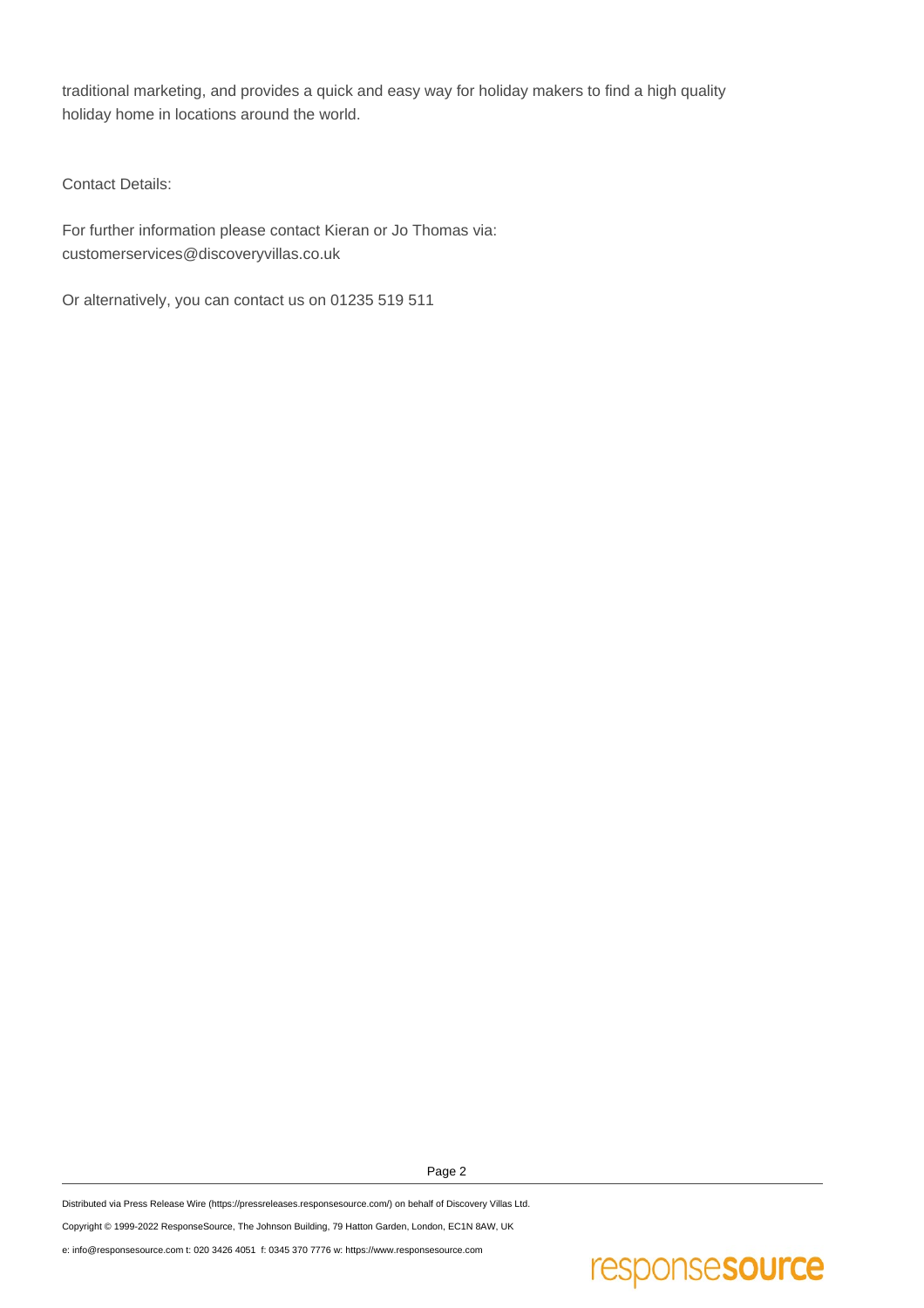traditional marketing, and provides a quick and easy way for holiday makers to find a high quality holiday home in locations around the world.

Contact Details:

For further information please contact Kieran or Jo Thomas via: customerservices@discoveryvillas.co.uk

Or alternatively, you can contact us on 01235 519 511